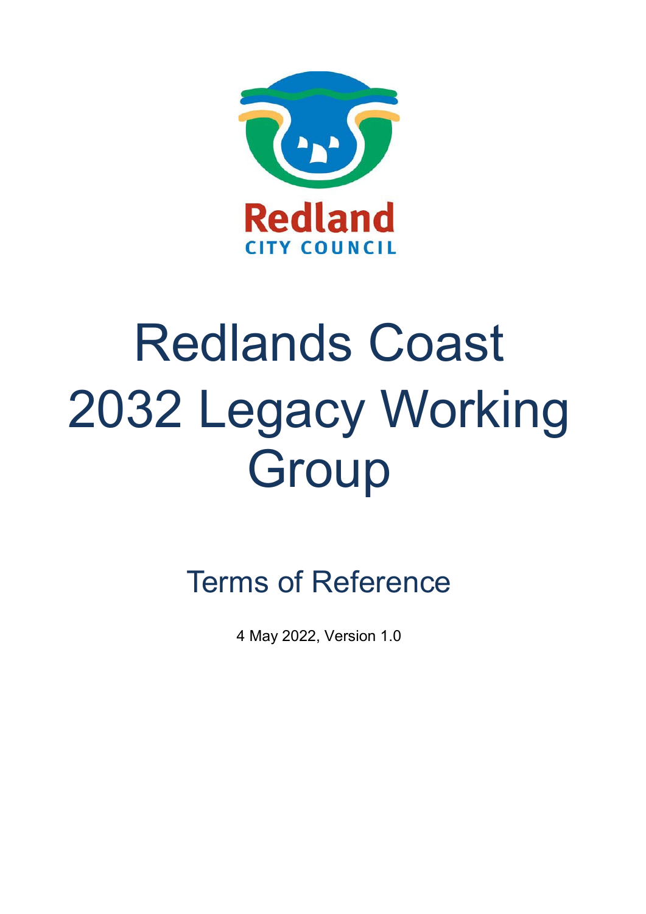Redland
CITY COUNCIL

# Redlands Coast 2032 Legacy Working Group

## Terms of Reference

4 May 2022, Version 1.0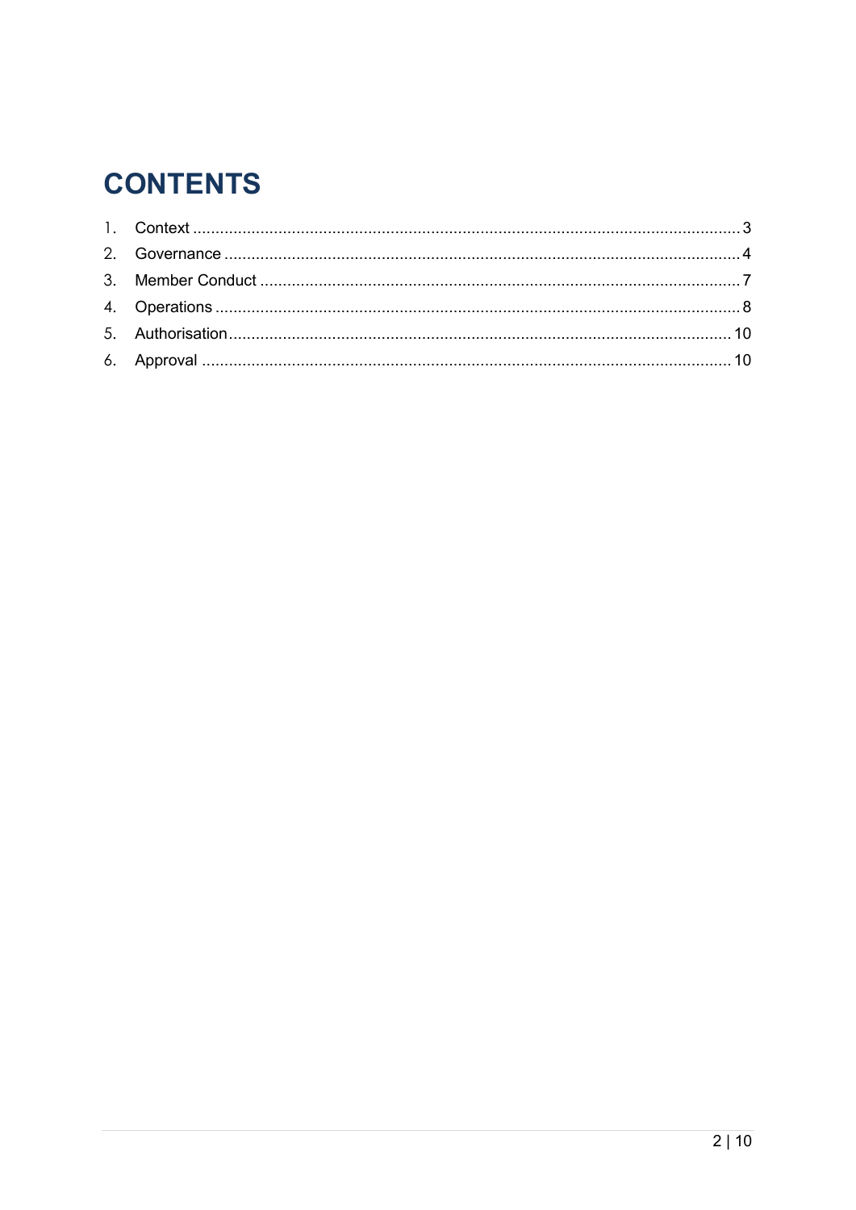# CONTENTS

1. Context ........................................................ 3
2. Governance ................................................... 4
3. Member Conduct ........................................... 7
4. Operations ................................................... 8
5. Authorisation ............................................... 10
6. Approval ...................................................... 10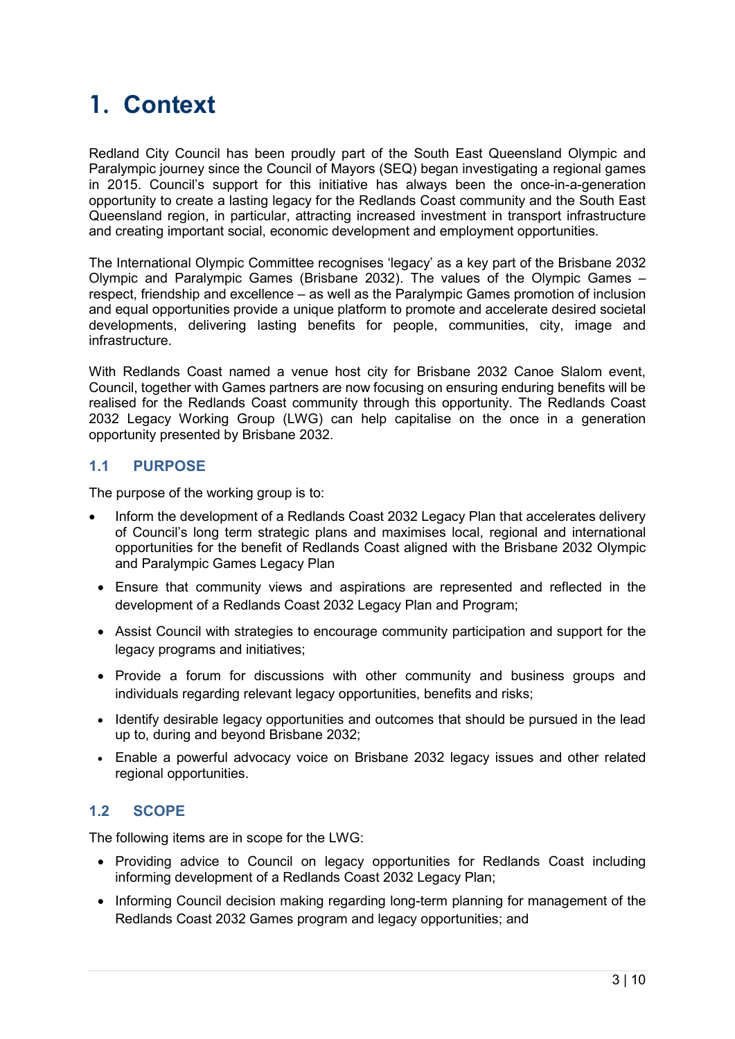# 1. Context

Redland City Council has been proudly part of the South East Queensland Olympic and Paralympic journey since the Council of Mayors (SEQ) began investigating a regional games in 2015. Council's support for this initiative has always been the once-in-a-generation opportunity to create a lasting legacy for the Redlands Coast community and the South East Queensland region, in particular, attracting increased investment in transport infrastructure and creating important social, economic development and employment opportunities.

The International Olympic Committee recognises 'legacy' as a key part of the Brisbane 2032 Olympic and Paralympic Games (Brisbane 2032). The values of the Olympic Games – respect, friendship and excellence – as well as the Paralympic Games promotion of inclusion and equal opportunities provide a unique platform to promote and accelerate desired societal developments, delivering lasting benefits for people, communities, city, image and infrastructure.

With Redlands Coast named a venue host city for Brisbane 2032 Canoe Slalom event, Council, together with Games partners are now focusing on ensuring enduring benefits will be realised for the Redlands Coast community through this opportunity. The Redlands Coast 2032 Legacy Working Group (LWG) can help capitalise on the once in a generation opportunity presented by Brisbane 2032.

## 1.1 PURPOSE

The purpose of the working group is to:

- Inform the development of a Redlands Coast 2032 Legacy Plan that accelerates delivery of Council's long term strategic plans and maximises local, regional and international opportunities for the benefit of Redlands Coast aligned with the Brisbane 2032 Olympic and Paralympic Games Legacy Plan
- Ensure that community views and aspirations are represented and reflected in the development of a Redlands Coast 2032 Legacy Plan and Program;
- Assist Council with strategies to encourage community participation and support for the legacy programs and initiatives;
- Provide a forum for discussions with other community and business groups and individuals regarding relevant legacy opportunities, benefits and risks;
- Identify desirable legacy opportunities and outcomes that should be pursued in the lead up to, during and beyond Brisbane 2032;
- Enable a powerful advocacy voice on Brisbane 2032 legacy issues and other related regional opportunities.

## 1.2 SCOPE

The following items are in scope for the LWG:

- Providing advice to Council on legacy opportunities for Redlands Coast including informing development of a Redlands Coast 2032 Legacy Plan;
- Informing Council decision making regarding long-term planning for management of the Redlands Coast 2032 Games program and legacy opportunities; and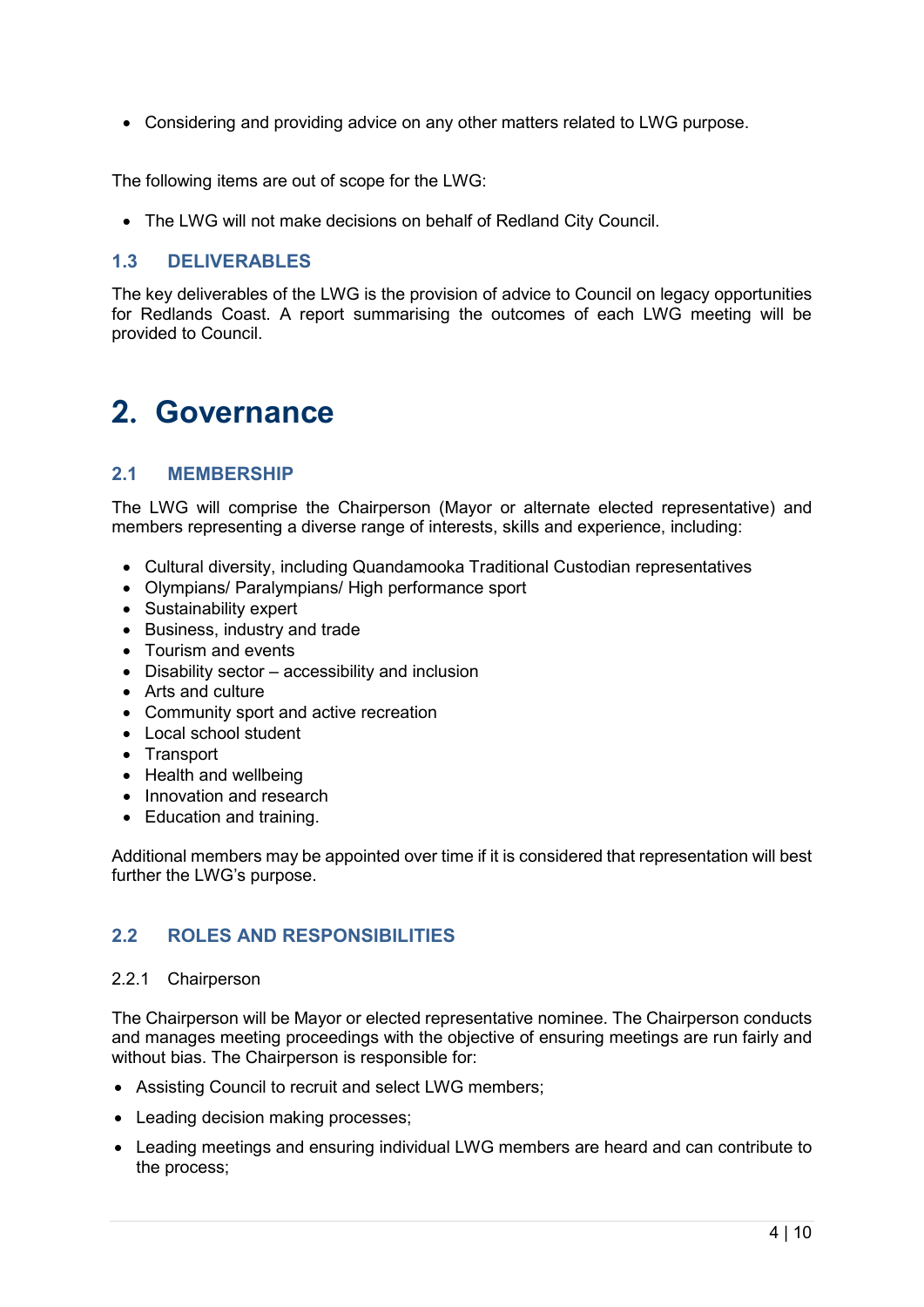- Considering and providing advice on any other matters related to LWG purpose.

The following items are out of scope for the LWG:

- The LWG will not make decisions on behalf of Redland City Council.

### 1.3 DELIVERABLES

The key deliverables of the LWG is the provision of advice to Council on legacy opportunities for Redlands Coast. A report summarising the outcomes of each LWG meeting will be provided to Council.

# 2. Governance

### 2.1 MEMBERSHIP

The LWG will comprise the Chairperson (Mayor or alternate elected representative) and members representing a diverse range of interests, skills and experience, including:

- Cultural diversity, including Quandamooka Traditional Custodian representatives
- Olympians/ Paralympians/ High performance sport
- Sustainability expert
- Business, industry and trade
- Tourism and events
- Disability sector – accessibility and inclusion
- Arts and culture
- Community sport and active recreation
- Local school student
- Transport
- Health and wellbeing
- Innovation and research
- Education and training.

Additional members may be appointed over time if it is considered that representation will best further the LWG's purpose.

### 2.2 ROLES AND RESPONSIBILITIES

#### 2.2.1 Chairperson

The Chairperson will be Mayor or elected representative nominee. The Chairperson conducts and manages meeting proceedings with the objective of ensuring meetings are run fairly and without bias. The Chairperson is responsible for:

- Assisting Council to recruit and select LWG members;
- Leading decision making processes;
- Leading meetings and ensuring individual LWG members are heard and can contribute to the process;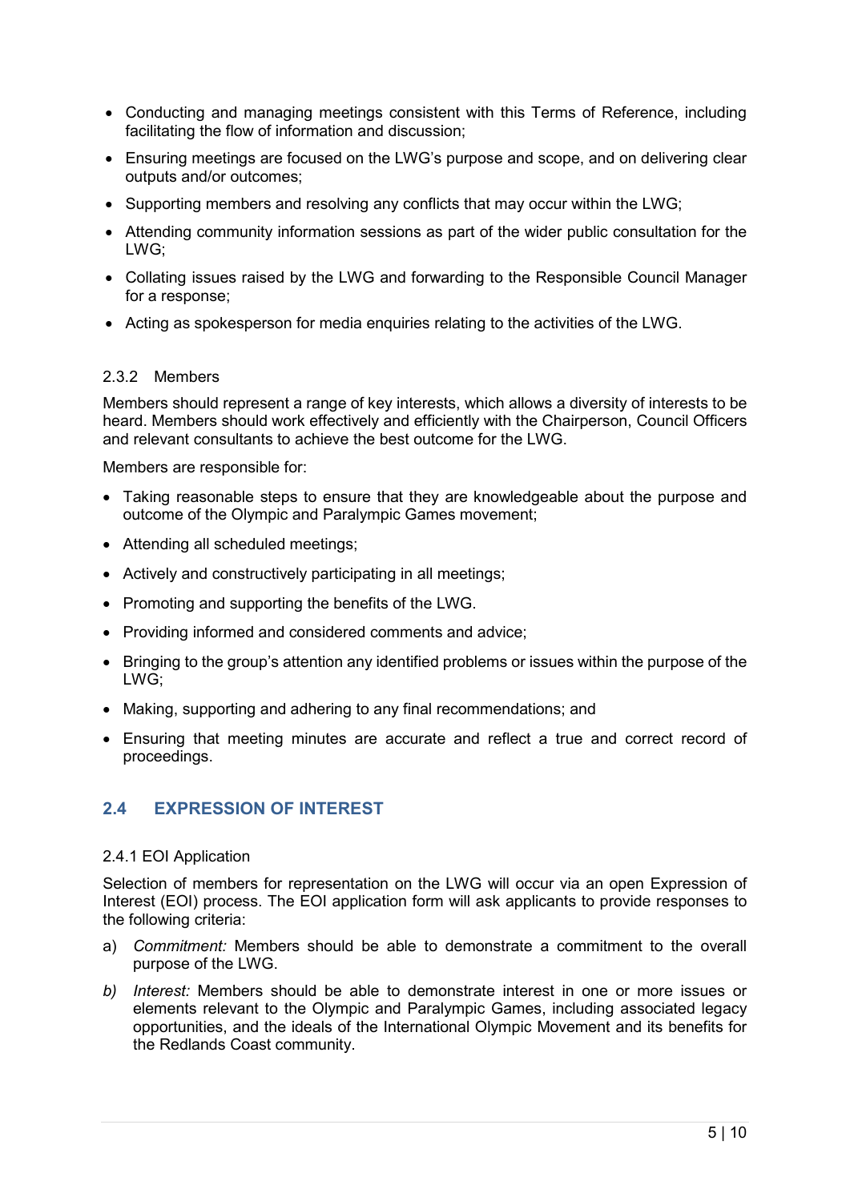- Conducting and managing meetings consistent with this Terms of Reference, including facilitating the flow of information and discussion;
- Ensuring meetings are focused on the LWG's purpose and scope, and on delivering clear outputs and/or outcomes;
- Supporting members and resolving any conflicts that may occur within the LWG;
- Attending community information sessions as part of the wider public consultation for the LWG;
- Collating issues raised by the LWG and forwarding to the Responsible Council Manager for a response;
- Acting as spokesperson for media enquiries relating to the activities of the LWG.

#### 2.3.2 Members

Members should represent a range of key interests, which allows a diversity of interests to be heard. Members should work effectively and efficiently with the Chairperson, Council Officers and relevant consultants to achieve the best outcome for the LWG.

Members are responsible for:

- Taking reasonable steps to ensure that they are knowledgeable about the purpose and outcome of the Olympic and Paralympic Games movement;
- Attending all scheduled meetings;
- Actively and constructively participating in all meetings;
- Promoting and supporting the benefits of the LWG.
- Providing informed and considered comments and advice;
- Bringing to the group's attention any identified problems or issues within the purpose of the LWG;
- Making, supporting and adhering to any final recommendations; and
- Ensuring that meeting minutes are accurate and reflect a true and correct record of proceedings.

## 2.4 EXPRESSION OF INTEREST

#### 2.4.1 EOI Application

Selection of members for representation on the LWG will occur via an open Expression of Interest (EOI) process. The EOI application form will ask applicants to provide responses to the following criteria:

a) *Commitment:* Members should be able to demonstrate a commitment to the overall purpose of the LWG.

*b)* *Interest:* Members should be able to demonstrate interest in one or more issues or elements relevant to the Olympic and Paralympic Games, including associated legacy opportunities, and the ideals of the International Olympic Movement and its benefits for the Redlands Coast community.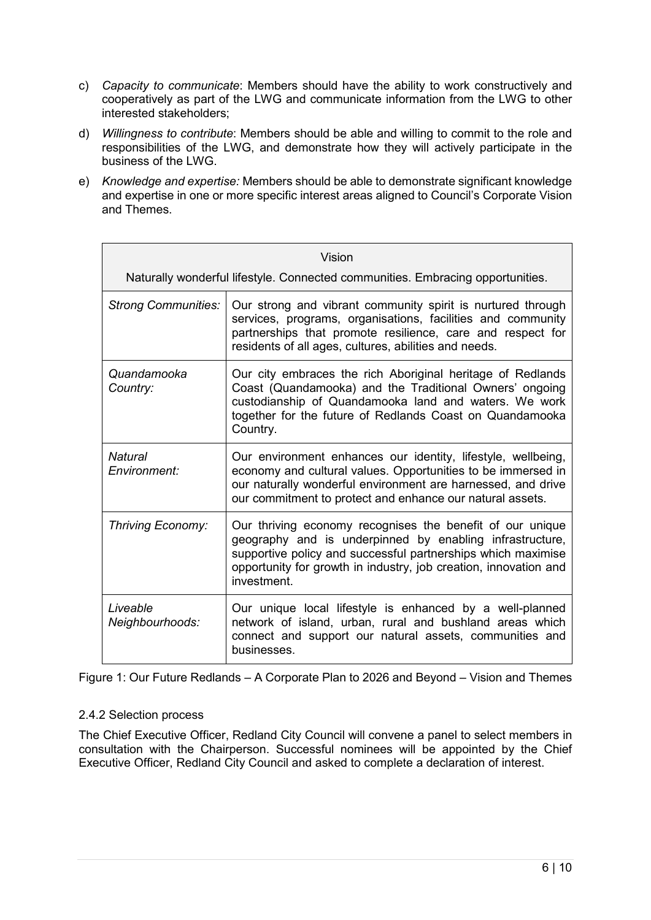c) *Capacity to communicate*: Members should have the ability to work constructively and cooperatively as part of the LWG and communicate information from the LWG to other interested stakeholders;

d) *Willingness to contribute*: Members should be able and willing to commit to the role and responsibilities of the LWG, and demonstrate how they will actively participate in the business of the LWG.

e) *Knowledge and expertise:* Members should be able to demonstrate significant knowledge and expertise in one or more specific interest areas aligned to Council's Corporate Vision and Themes.

| Vision<br>Naturally wonderful lifestyle. Connected communities. Embracing opportunities. | |
|---|---|
| *Strong Communities:* | Our strong and vibrant community spirit is nurtured through services, programs, organisations, facilities and community partnerships that promote resilience, care and respect for residents of all ages, cultures, abilities and needs. |
| *Quandamooka Country:* | Our city embraces the rich Aboriginal heritage of Redlands Coast (Quandamooka) and the Traditional Owners' ongoing custodianship of Quandamooka land and waters. We work together for the future of Redlands Coast on Quandamooka Country. |
| *Natural Environment:* | Our environment enhances our identity, lifestyle, wellbeing, economy and cultural values. Opportunities to be immersed in our naturally wonderful environment are harnessed, and drive our commitment to protect and enhance our natural assets. |
| *Thriving Economy:* | Our thriving economy recognises the benefit of our unique geography and is underpinned by enabling infrastructure, supportive policy and successful partnerships which maximise opportunity for growth in industry, job creation, innovation and investment. |
| *Liveable Neighbourhoods:* | Our unique local lifestyle is enhanced by a well-planned network of island, urban, rural and bushland areas which connect and support our natural assets, communities and businesses. |

Figure 1: Our Future Redlands – A Corporate Plan to 2026 and Beyond – Vision and Themes

### 2.4.2 Selection process

The Chief Executive Officer, Redland City Council will convene a panel to select members in consultation with the Chairperson. Successful nominees will be appointed by the Chief Executive Officer, Redland City Council and asked to complete a declaration of interest.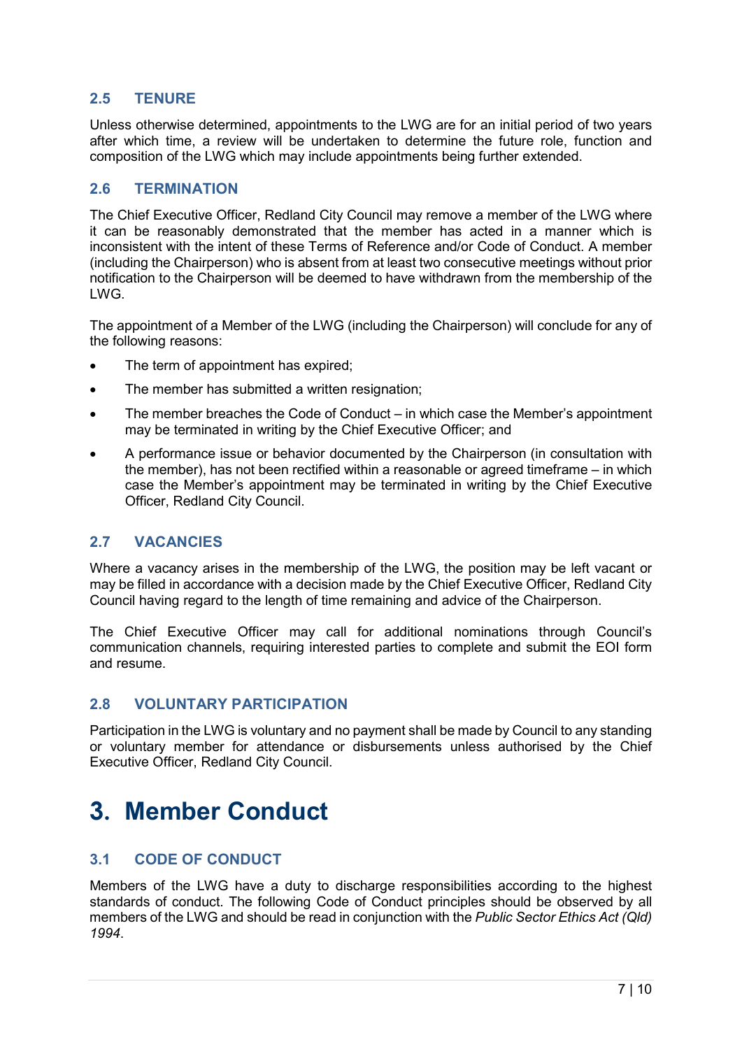### 2.5 TENURE

Unless otherwise determined, appointments to the LWG are for an initial period of two years after which time, a review will be undertaken to determine the future role, function and composition of the LWG which may include appointments being further extended.

### 2.6 TERMINATION

The Chief Executive Officer, Redland City Council may remove a member of the LWG where it can be reasonably demonstrated that the member has acted in a manner which is inconsistent with the intent of these Terms of Reference and/or Code of Conduct. A member (including the Chairperson) who is absent from at least two consecutive meetings without prior notification to the Chairperson will be deemed to have withdrawn from the membership of the LWG.

The appointment of a Member of the LWG (including the Chairperson) will conclude for any of the following reasons:

- The term of appointment has expired;
- The member has submitted a written resignation;
- The member breaches the Code of Conduct – in which case the Member's appointment may be terminated in writing by the Chief Executive Officer; and
- A performance issue or behavior documented by the Chairperson (in consultation with the member), has not been rectified within a reasonable or agreed timeframe – in which case the Member's appointment may be terminated in writing by the Chief Executive Officer, Redland City Council.

### 2.7 VACANCIES

Where a vacancy arises in the membership of the LWG, the position may be left vacant or may be filled in accordance with a decision made by the Chief Executive Officer, Redland City Council having regard to the length of time remaining and advice of the Chairperson.

The Chief Executive Officer may call for additional nominations through Council's communication channels, requiring interested parties to complete and submit the EOI form and resume.

### 2.8 VOLUNTARY PARTICIPATION

Participation in the LWG is voluntary and no payment shall be made by Council to any standing or voluntary member for attendance or disbursements unless authorised by the Chief Executive Officer, Redland City Council.

# 3. Member Conduct

### 3.1 CODE OF CONDUCT

Members of the LWG have a duty to discharge responsibilities according to the highest standards of conduct. The following Code of Conduct principles should be observed by all members of the LWG and should be read in conjunction with the *Public Sector Ethics Act (Qld) 1994*.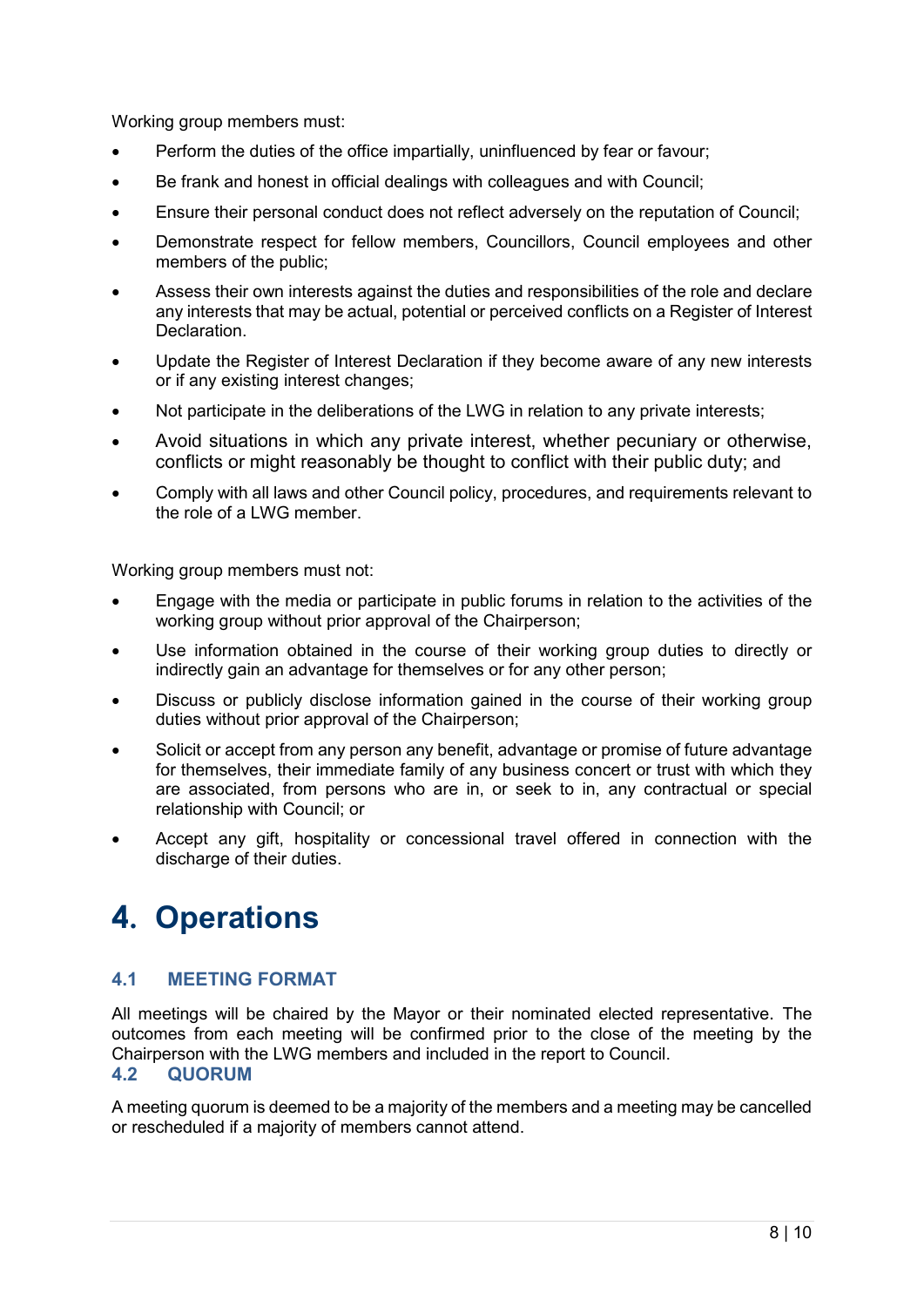Working group members must:

- Perform the duties of the office impartially, uninfluenced by fear or favour;
- Be frank and honest in official dealings with colleagues and with Council;
- Ensure their personal conduct does not reflect adversely on the reputation of Council;
- Demonstrate respect for fellow members, Councillors, Council employees and other members of the public;
- Assess their own interests against the duties and responsibilities of the role and declare any interests that may be actual, potential or perceived conflicts on a Register of Interest Declaration.
- Update the Register of Interest Declaration if they become aware of any new interests or if any existing interest changes;
- Not participate in the deliberations of the LWG in relation to any private interests;
- Avoid situations in which any private interest, whether pecuniary or otherwise, conflicts or might reasonably be thought to conflict with their public duty; and
- Comply with all laws and other Council policy, procedures, and requirements relevant to the role of a LWG member.

Working group members must not:

- Engage with the media or participate in public forums in relation to the activities of the working group without prior approval of the Chairperson;
- Use information obtained in the course of their working group duties to directly or indirectly gain an advantage for themselves or for any other person;
- Discuss or publicly disclose information gained in the course of their working group duties without prior approval of the Chairperson;
- Solicit or accept from any person any benefit, advantage or promise of future advantage for themselves, their immediate family of any business concern or trust with which they are associated, from persons who are in, or seek to in, any contractual or special relationship with Council; or
- Accept any gift, hospitality or concessional travel offered in connection with the discharge of their duties.

# 4. Operations

## 4.1 MEETING FORMAT

All meetings will be chaired by the Mayor or their nominated elected representative. The outcomes from each meeting will be confirmed prior to the close of the meeting by the Chairperson with the LWG members and included in the report to Council.

## 4.2 QUORUM

A meeting quorum is deemed to be a majority of the members and a meeting may be cancelled or rescheduled if a majority of members cannot attend.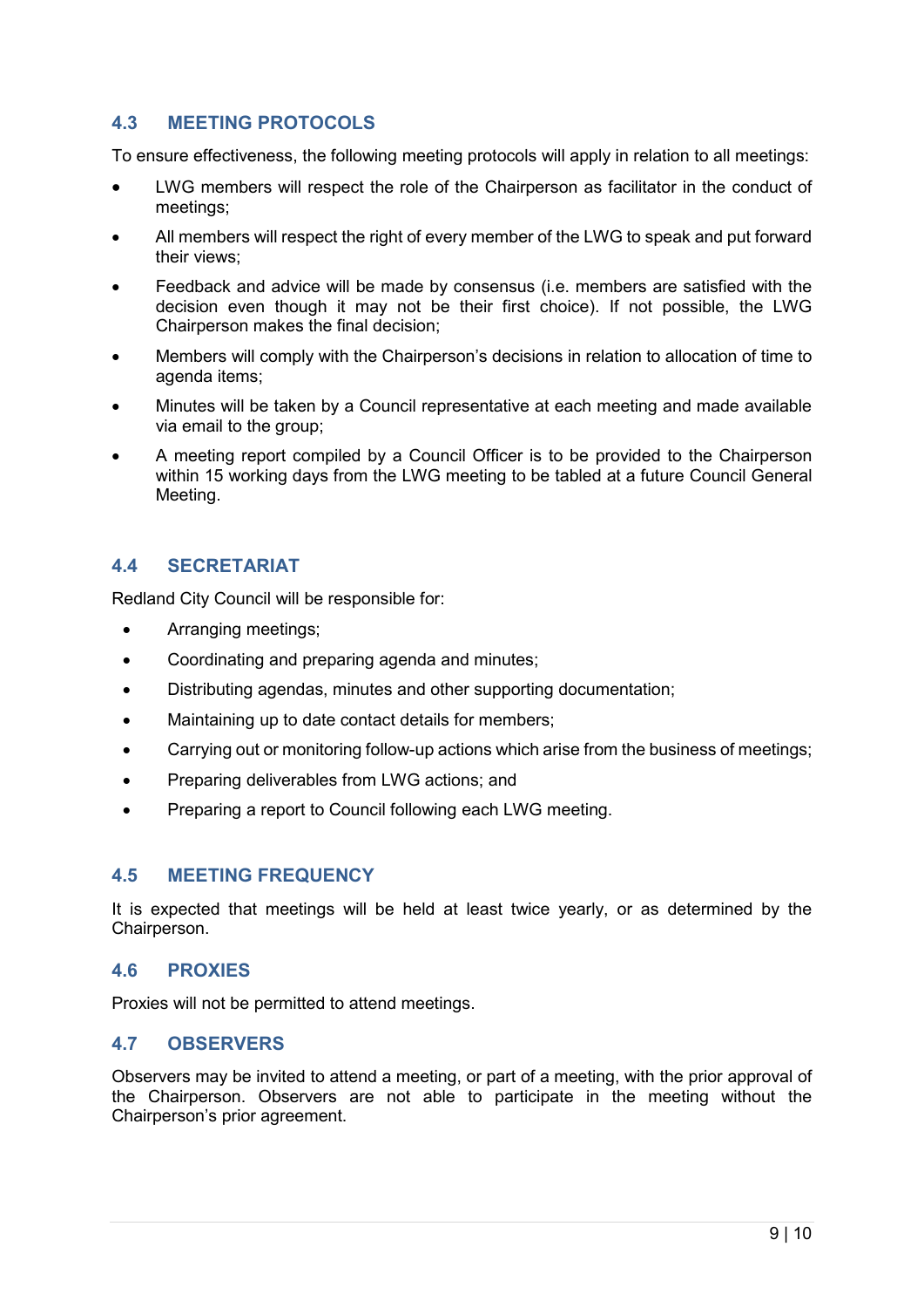## 4.3 MEETING PROTOCOLS

To ensure effectiveness, the following meeting protocols will apply in relation to all meetings:

- LWG members will respect the role of the Chairperson as facilitator in the conduct of meetings;
- All members will respect the right of every member of the LWG to speak and put forward their views;
- Feedback and advice will be made by consensus (i.e. members are satisfied with the decision even though it may not be their first choice). If not possible, the LWG Chairperson makes the final decision;
- Members will comply with the Chairperson's decisions in relation to allocation of time to agenda items;
- Minutes will be taken by a Council representative at each meeting and made available via email to the group;
- A meeting report compiled by a Council Officer is to be provided to the Chairperson within 15 working days from the LWG meeting to be tabled at a future Council General Meeting.

## 4.4 SECRETARIAT

Redland City Council will be responsible for:

- Arranging meetings;
- Coordinating and preparing agenda and minutes;
- Distributing agendas, minutes and other supporting documentation;
- Maintaining up to date contact details for members;
- Carrying out or monitoring follow-up actions which arise from the business of meetings;
- Preparing deliverables from LWG actions; and
- Preparing a report to Council following each LWG meeting.

## 4.5 MEETING FREQUENCY

It is expected that meetings will be held at least twice yearly, or as determined by the Chairperson.

## 4.6 PROXIES

Proxies will not be permitted to attend meetings.

## 4.7 OBSERVERS

Observers may be invited to attend a meeting, or part of a meeting, with the prior approval of the Chairperson. Observers are not able to participate in the meeting without the Chairperson's prior agreement.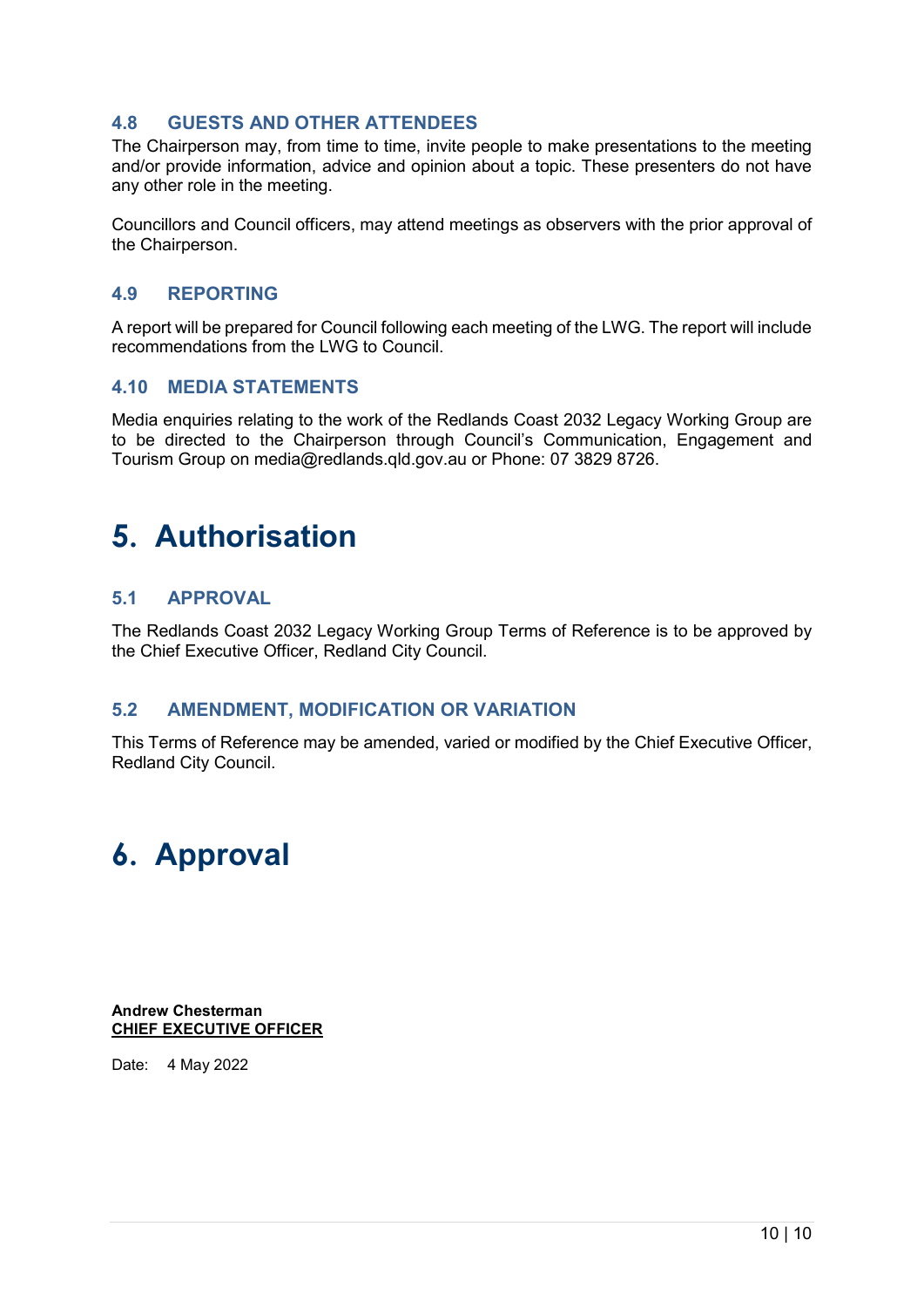### 4.8 GUESTS AND OTHER ATTENDEES

The Chairperson may, from time to time, invite people to make presentations to the meeting and/or provide information, advice and opinion about a topic. These presenters do not have any other role in the meeting.

Councillors and Council officers, may attend meetings as observers with the prior approval of the Chairperson.

### 4.9 REPORTING

A report will be prepared for Council following each meeting of the LWG. The report will include recommendations from the LWG to Council.

### 4.10 MEDIA STATEMENTS

Media enquiries relating to the work of the Redlands Coast 2032 Legacy Working Group are to be directed to the Chairperson through Council's Communication, Engagement and Tourism Group on media@redlands.qld.gov.au or Phone: 07 3829 8726.

# 5. Authorisation

### 5.1 APPROVAL

The Redlands Coast 2032 Legacy Working Group Terms of Reference is to be approved by the Chief Executive Officer, Redland City Council.

### 5.2 AMENDMENT, MODIFICATION OR VARIATION

This Terms of Reference may be amended, varied or modified by the Chief Executive Officer, Redland City Council.

# 6. Approval

**Andrew Chesterman**
**CHIEF EXECUTIVE OFFICER**

Date: 4 May 2022